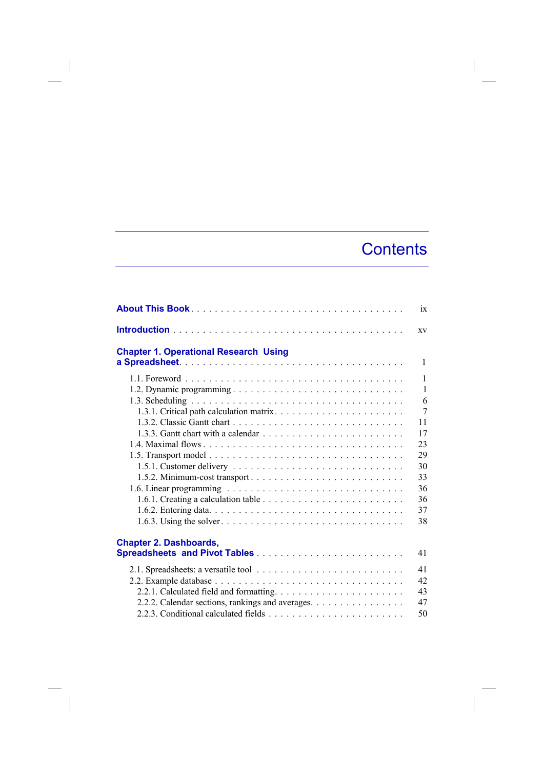# Contents

**About This Book** . . . . . . . . . . . . . . . . . . . . . . . . . . . . . . . . . . . ix

**Introduction** . . . . . . . . . . . . . . . . . . . . . . . . . . . . . . . . . . . . . . xv

**Chapter 1. Operational Research Using a Spreadsheet**. . . . . . . . . . . . . . . . . . . . . . . . . . . . . . . . . . . 1

1.1. Foreword . . . . . . . . . . . . . . . . . . . . . . . . . . . . . . . . . . . 1
1.2. Dynamic programming . . . . . . . . . . . . . . . . . . . . . . . . . . . . 1
1.3. Scheduling . . . . . . . . . . . . . . . . . . . . . . . . . . . . . . . . . . 6
1.3.1. Critical path calculation matrix. . . . . . . . . . . . . . . . . . . . . . 7
1.3.2. Classic Gantt chart . . . . . . . . . . . . . . . . . . . . . . . . . . . 11
1.3.3. Gantt chart with a calendar . . . . . . . . . . . . . . . . . . . . . . . 17
1.4. Maximal flows . . . . . . . . . . . . . . . . . . . . . . . . . . . . . . . . 23
1.5. Transport model . . . . . . . . . . . . . . . . . . . . . . . . . . . . . . . 29
1.5.1. Customer delivery . . . . . . . . . . . . . . . . . . . . . . . . . . . . 30
1.5.2. Minimum-cost transport . . . . . . . . . . . . . . . . . . . . . . . . . 33
1.6. Linear programming . . . . . . . . . . . . . . . . . . . . . . . . . . . . . 36
1.6.1. Creating a calculation table . . . . . . . . . . . . . . . . . . . . . . . 36
1.6.2. Entering data. . . . . . . . . . . . . . . . . . . . . . . . . . . . . . . 37
1.6.3. Using the solver. . . . . . . . . . . . . . . . . . . . . . . . . . . . . . 38

**Chapter 2. Dashboards, Spreadsheets and Pivot Tables** . . . . . . . . . . . . . . . . . . . . . . . . 41

2.1. Spreadsheets: a versatile tool . . . . . . . . . . . . . . . . . . . . . . . . 41
2.2. Example database . . . . . . . . . . . . . . . . . . . . . . . . . . . . . . 42
2.2.1. Calculated field and formatting. . . . . . . . . . . . . . . . . . . . . . 43
2.2.2. Calendar sections, rankings and averages. . . . . . . . . . . . . . . . . 47
2.2.3. Conditional calculated fields . . . . . . . . . . . . . . . . . . . . . . . 50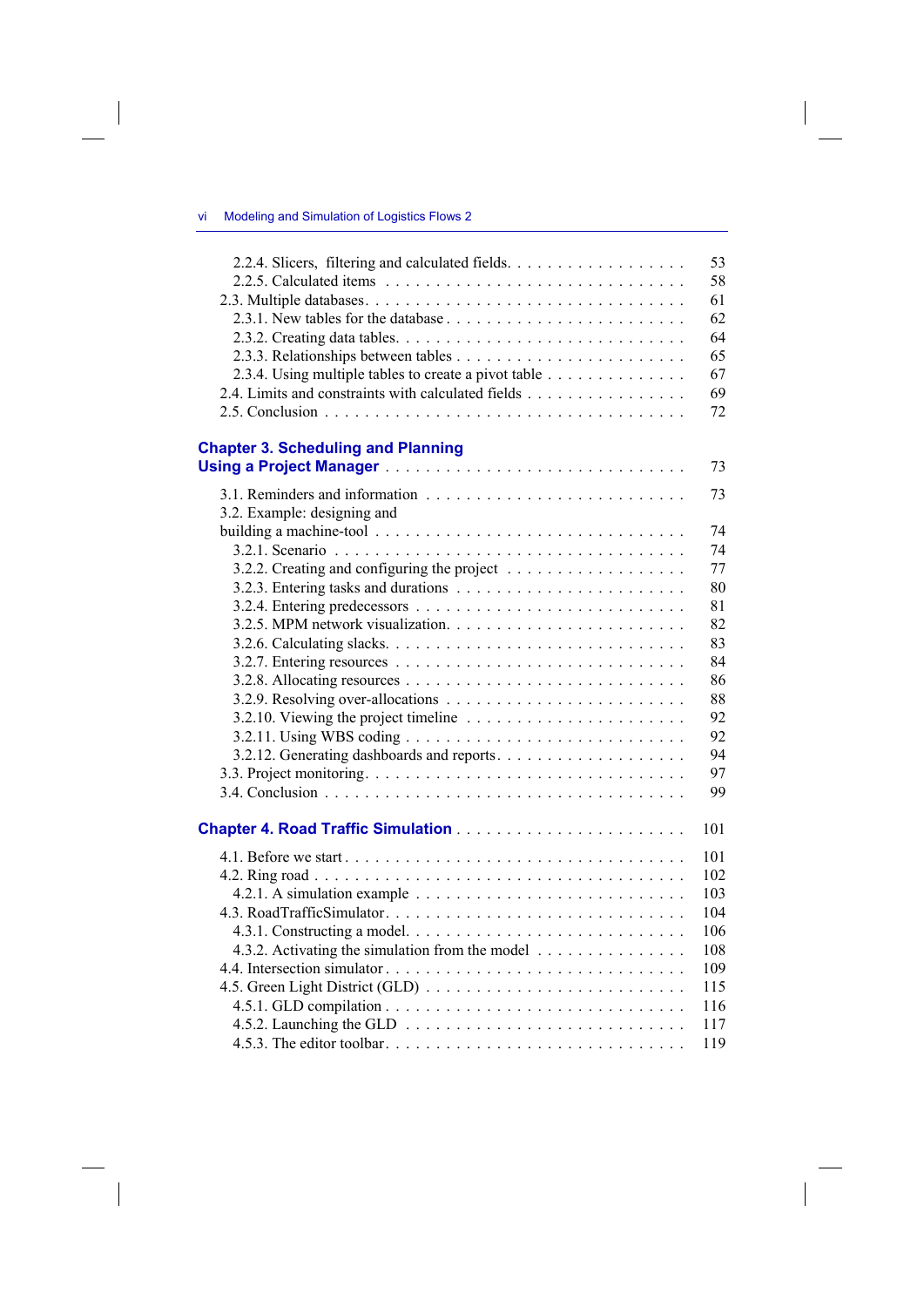2.2.4. Slicers, filtering and calculated fields . . . . . . . . . . . . . . . . . 53
2.2.5. Calculated items . . . . . . . . . . . . . . . . . . . . . . . . . . . . 58
2.3. Multiple databases . . . . . . . . . . . . . . . . . . . . . . . . . . . . . 61
2.3.1. New tables for the database . . . . . . . . . . . . . . . . . . . . . . . 62
2.3.2. Creating data tables . . . . . . . . . . . . . . . . . . . . . . . . . . . 64
2.3.3. Relationships between tables . . . . . . . . . . . . . . . . . . . . . . 65
2.3.4. Using multiple tables to create a pivot table . . . . . . . . . . . . . 67
2.4. Limits and constraints with calculated fields . . . . . . . . . . . . . . . 69
2.5. Conclusion . . . . . . . . . . . . . . . . . . . . . . . . . . . . . . . . . 72

## Chapter 3. Scheduling and Planning Using a Project Manager . . . . . . . . . . . . . . . . . . . . . . . . . . . . 73

3.1. Reminders and information . . . . . . . . . . . . . . . . . . . . . . . . 73
3.2. Example: designing and building a machine-tool . . . . . . . . . . . . . . . . . . . . . . . . . . . . 74
3.2.1. Scenario . . . . . . . . . . . . . . . . . . . . . . . . . . . . . . . . . 74
3.2.2. Creating and configuring the project . . . . . . . . . . . . . . . . . 77
3.2.3. Entering tasks and durations . . . . . . . . . . . . . . . . . . . . . . 80
3.2.4. Entering predecessors . . . . . . . . . . . . . . . . . . . . . . . . . . 81
3.2.5. MPM network visualization . . . . . . . . . . . . . . . . . . . . . . . 82
3.2.6. Calculating slacks . . . . . . . . . . . . . . . . . . . . . . . . . . . . 83
3.2.7. Entering resources . . . . . . . . . . . . . . . . . . . . . . . . . . . . 84
3.2.8. Allocating resources . . . . . . . . . . . . . . . . . . . . . . . . . . . 86
3.2.9. Resolving over-allocations . . . . . . . . . . . . . . . . . . . . . . . . 88
3.2.10. Viewing the project timeline . . . . . . . . . . . . . . . . . . . . . . 92
3.2.11. Using WBS coding . . . . . . . . . . . . . . . . . . . . . . . . . . . . 92
3.2.12. Generating dashboards and reports . . . . . . . . . . . . . . . . . . 94
3.3. Project monitoring . . . . . . . . . . . . . . . . . . . . . . . . . . . . . . 97
3.4. Conclusion . . . . . . . . . . . . . . . . . . . . . . . . . . . . . . . . . 99

## Chapter 4. Road Traffic Simulation . . . . . . . . . . . . . . . . . . . . . . . 101

4.1. Before we start . . . . . . . . . . . . . . . . . . . . . . . . . . . . . . . 101
4.2. Ring road . . . . . . . . . . . . . . . . . . . . . . . . . . . . . . . . . . 102
4.2.1. A simulation example . . . . . . . . . . . . . . . . . . . . . . . . . . 103
4.3. RoadTrafficSimulator . . . . . . . . . . . . . . . . . . . . . . . . . . . . 104
4.3.1. Constructing a model . . . . . . . . . . . . . . . . . . . . . . . . . . 106
4.3.2. Activating the simulation from the model . . . . . . . . . . . . . . . 108
4.4. Intersection simulator . . . . . . . . . . . . . . . . . . . . . . . . . . . . 109
4.5. Green Light District (GLD) . . . . . . . . . . . . . . . . . . . . . . . . . 115
4.5.1. GLD compilation . . . . . . . . . . . . . . . . . . . . . . . . . . . . . 116
4.5.2. Launching the GLD . . . . . . . . . . . . . . . . . . . . . . . . . . . 117
4.5.3. The editor toolbar . . . . . . . . . . . . . . . . . . . . . . . . . . . . 119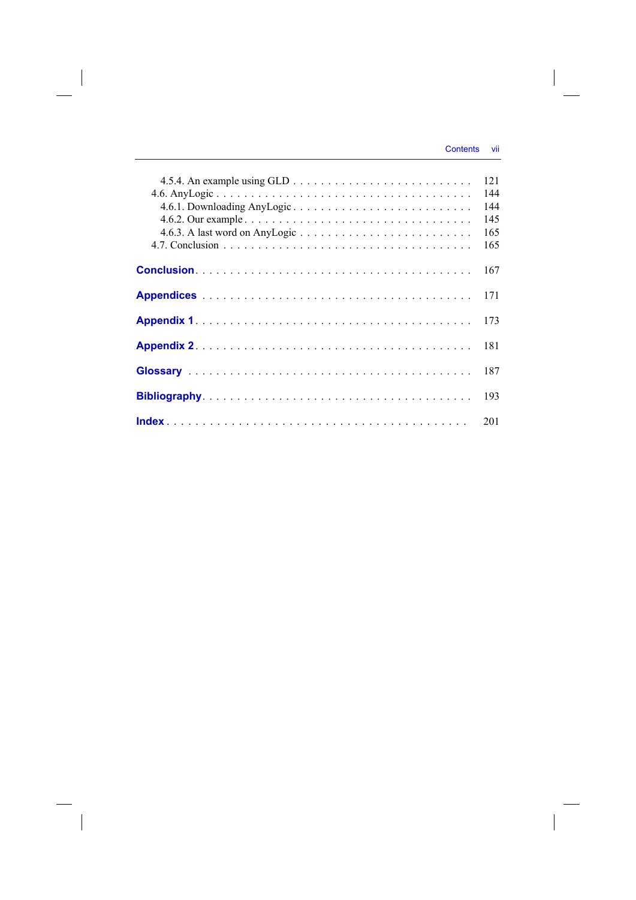4.5.4. An example using GLD . . . . . . . . . . . . . . . . . . . . . . . . . . 121
4.6. AnyLogic . . . . . . . . . . . . . . . . . . . . . . . . . . . . . . . . . . . . 144
4.6.1. Downloading AnyLogic . . . . . . . . . . . . . . . . . . . . . . . . . 144
4.6.2. Our example . . . . . . . . . . . . . . . . . . . . . . . . . . . . . . . 145
4.6.3. A last word on AnyLogic . . . . . . . . . . . . . . . . . . . . . . . . 165
4.7. Conclusion . . . . . . . . . . . . . . . . . . . . . . . . . . . . . . . . . . 165

**Conclusion** . . . . . . . . . . . . . . . . . . . . . . . . . . . . . . . . . . . . 167

**Appendices** . . . . . . . . . . . . . . . . . . . . . . . . . . . . . . . . . . . 171

**Appendix 1** . . . . . . . . . . . . . . . . . . . . . . . . . . . . . . . . . . . 173

**Appendix 2** . . . . . . . . . . . . . . . . . . . . . . . . . . . . . . . . . . . 181

**Glossary** . . . . . . . . . . . . . . . . . . . . . . . . . . . . . . . . . . . . . 187

**Bibliography** . . . . . . . . . . . . . . . . . . . . . . . . . . . . . . . . . . 193

**Index** . . . . . . . . . . . . . . . . . . . . . . . . . . . . . . . . . . . . . . 201